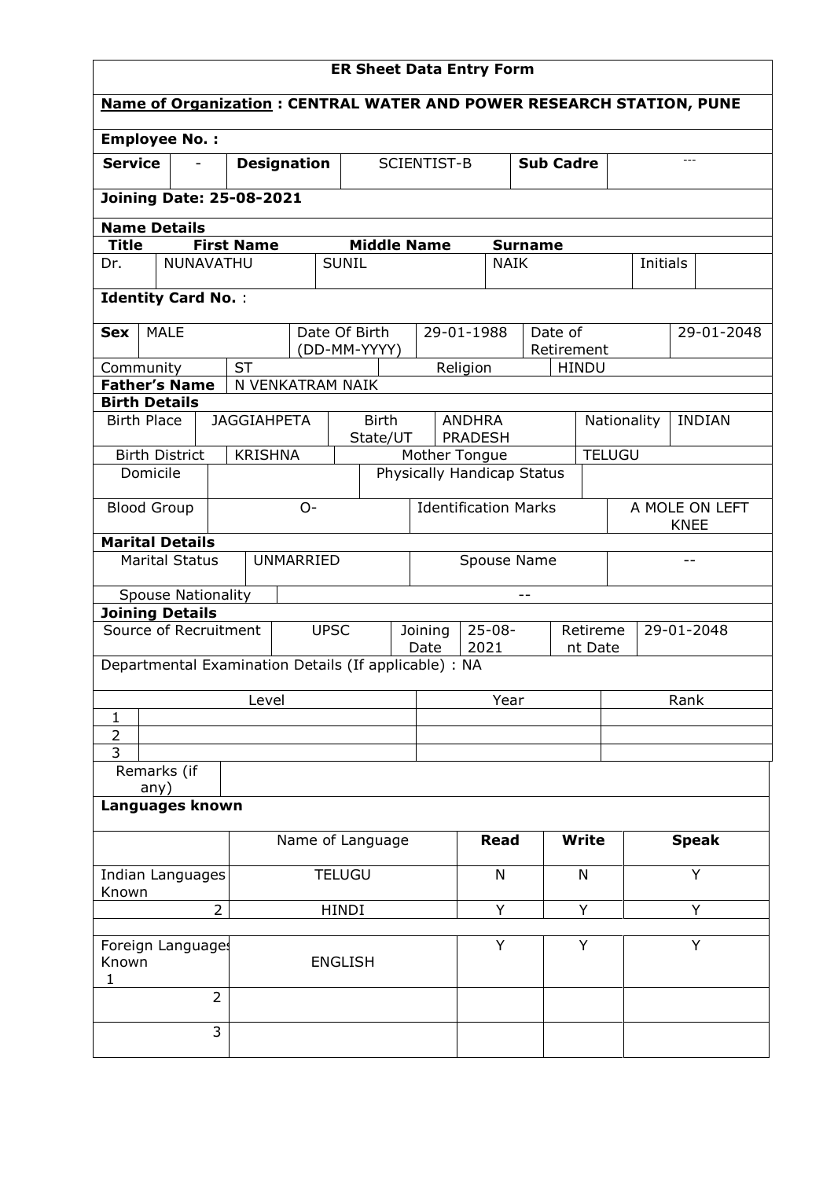# ER Sheet Data Entry Form

**Name of Organization : CENTRAL WATER AND POWER RESEARCH STATION, PUNE**

**Employee No. :**

| **Service** | - | **Designation** | SCIENTIST-B | **Sub Cadre** | --- |
|---|---|---|---|---|---|

**Joining Date: 25-08-2021**

**Name Details**

| **Title** | **First Name** | **Middle Name** | **Surname** | | |
|---|---|---|---|---|---|
| Dr. | NUNAVATHU | SUNIL | NAIK | Initials | |

**Identity Card No.** :

| **Sex** | MALE | Date Of Birth (DD-MM-YYYY) | 29-01-1988 | Date of Retirement | 29-01-2048 |
|---|---|---|---|---|---|
| Community | ST | | Religion | HINDU | |
| **Father's Name** | N VENKATRAM NAIK | | | | |

**Birth Details**

| Birth Place | JAGGIAHPETA | Birth State/UT | ANDHRA PRADESH | Nationality | INDIAN |
|---|---|---|---|---|---|
| Birth District | KRISHNA | Mother Tongue | TELUGU | | |
| Domicile | | Physically Handicap Status | | | |
| Blood Group | O- | Identification Marks | A MOLE ON LEFT KNEE | | |

**Marital Details**

| Marital Status | UNMARRIED | Spouse Name | -- |
|---|---|---|---|
| Spouse Nationality | -- | | |

**Joining Details**

| Source of Recruitment | UPSC | Joining Date | 25-08-2021 | Retirement Date | 29-01-2048 |
|---|---|---|---|---|---|

Departmental Examination Details (If applicable) : NA

| | Level | Year | Rank |
|---|---|---|---|
| 1 | | | |
| 2 | | | |
| 3 | | | |

| Remarks (if any) | |
|---|---|

**Languages known**

| | Name of Language | **Read** | **Write** | **Speak** |
|---|---|---|---|---|
| Indian Languages Known | TELUGU | N | N | Y |
| 2 | HINDI | Y | Y | Y |
| Foreign Languages Known 1 | ENGLISH | Y | Y | Y |
| 2 | | | | |
| 3 | | | | |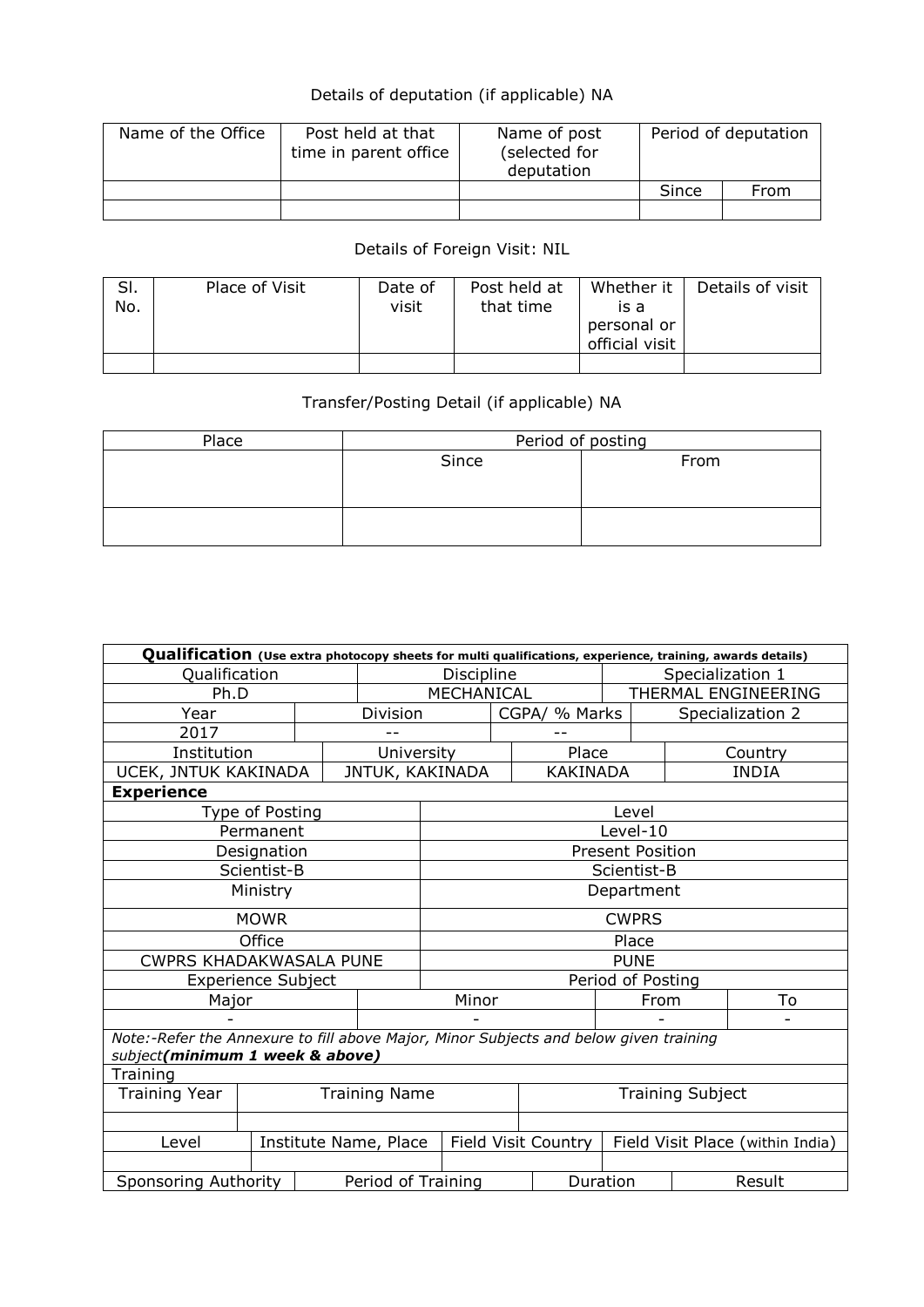Details of deputation (if applicable) NA

| Name of the Office | Post held at that time in parent office | Name of post (selected for deputation | Period of deputation | |
|---|---|---|---|---|
| | | | Since | From |
| | | | | |

Details of Foreign Visit: NIL

| Sl. No. | Place of Visit | Date of visit | Post held at that time | Whether it is a personal or official visit | Details of visit |
|---|---|---|---|---|---|
| | | | | | |

Transfer/Posting Detail (if applicable) NA

| Place | Period of posting | |
|---|---|---|
| | Since | From |
| | | |

| **Qualification** (Use extra photocopy sheets for multi qualifications, experience, training, awards details) | | | |
|---|---|---|---|
| Qualification | Discipline | Specialization 1 | |
| Ph.D | MECHANICAL | THERMAL ENGINEERING | |
| Year | Division | CGPA/ % Marks | Specialization 2 |
| 2017 | -- | -- | |
| Institution | University | Place | Country |
| UCEK, JNTUK KAKINADA | JNTUK, KAKINADA | KAKINADA | INDIA |

**Experience**

| Type of Posting | Level |
|---|---|
| Permanent | Level-10 |
| Designation | Present Position |
| Scientist-B | Scientist-B |
| Ministry | Department |
| MOWR | CWPRS |
| Office | Place |
| CWPRS KHADAKWASALA PUNE | PUNE |
| Experience Subject | Period of Posting |

| Major | Minor | From | To |
|---|---|---|---|
| - | - | - | - |

*Note:-Refer the Annexure to fill above Major, Minor Subjects and below given training subject**(minimum 1 week & above)***

Training

| Training Year | Training Name | Training Subject |
|---|---|---|
| | | |

| Level | Institute Name, Place | Field Visit Country | Field Visit Place (within India) |
|---|---|---|---|
| | | | |

| Sponsoring Authority | Period of Training | Duration | Result |
|---|---|---|---|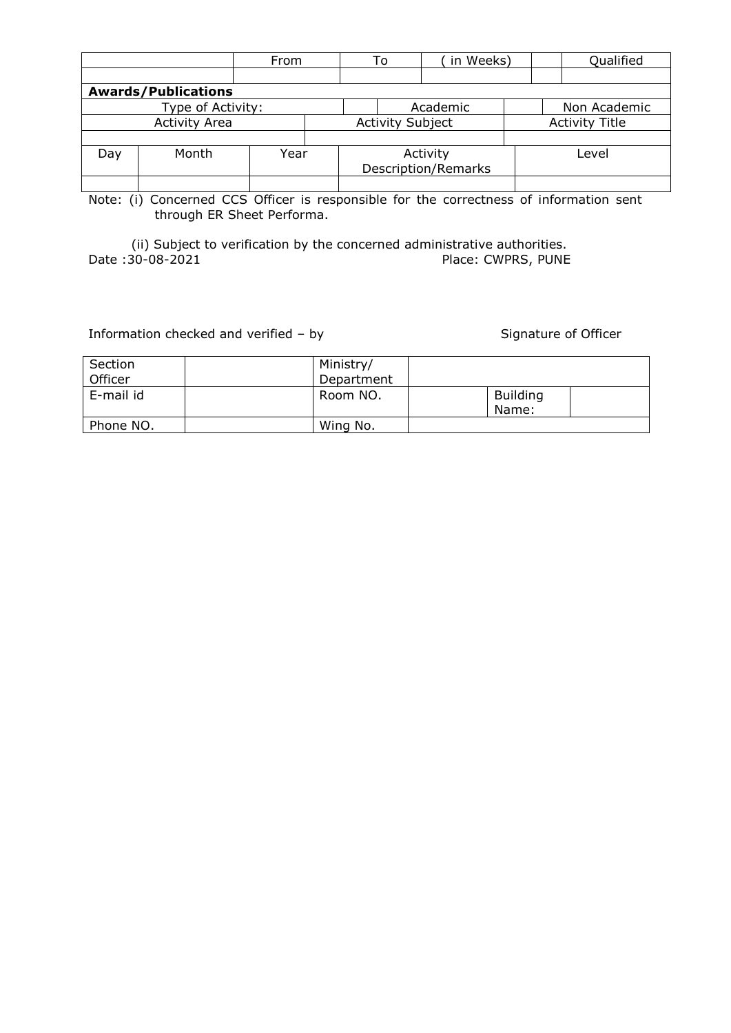| | From | To | ( in Weeks) | | Qualified |
|---|---|---|---|---|---|
| | | | | | |

**Awards/Publications**

| Type of Activity: | | Academic | | Non Academic |
|---|---|---|---|---|

| Activity Area | Activity Subject | Activity Title |
|---|---|---|
| | | |

| Day | Month | Year | Activity Description/Remarks | Level |
|---|---|---|---|---|
| | | | | |

Note: (i) Concerned CCS Officer is responsible for the correctness of information sent through ER Sheet Performa.

(ii) Subject to verification by the concerned administrative authorities.

Date :30-08-2021 Place: CWPRS, PUNE

Information checked and verified – by Signature of Officer

| Section Officer | | Ministry/ Department | | | |
|---|---|---|---|---|---|
| E-mail id | | Room NO. | | Building Name: | |
| Phone NO. | | Wing No. | | | |